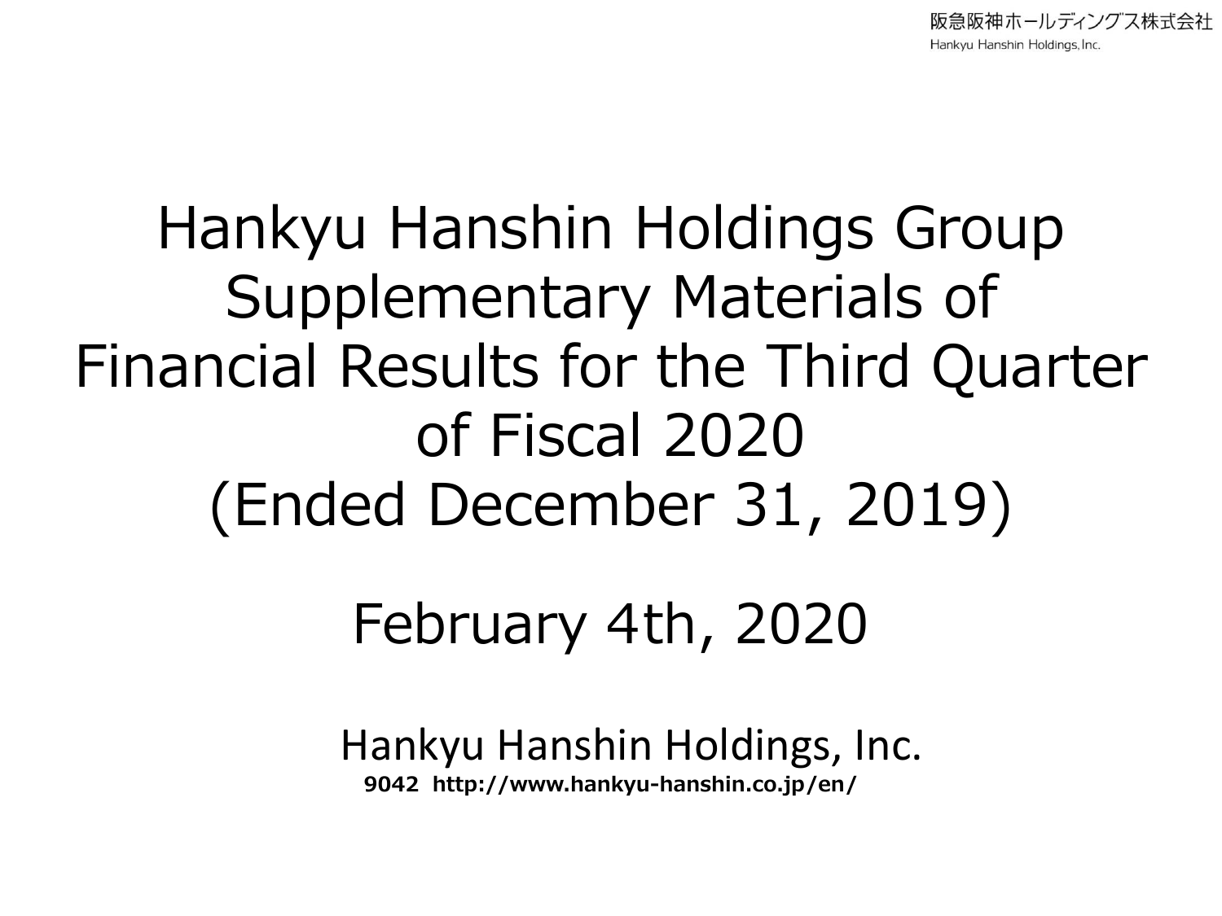# Hankyu Hanshin Holdings Group Supplementary Materials of Financial Results for the Third Quarter of Fiscal 2020 (Ended December 31, 2019)

February 4th, 2020

Hankyu Hanshin Holdings, Inc.

**9042 http://www.hankyu-hanshin.co.jp/en/**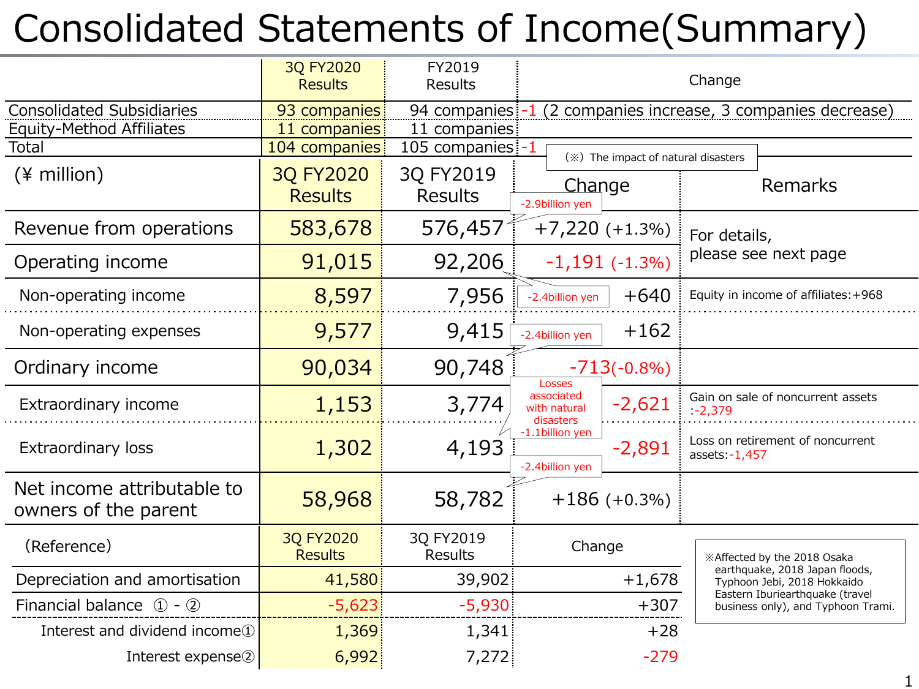# Consolidated Statements of Income(Summary)

| | 3Q FY2020 Results | FY2019 Results | Change |
|---|---|---|---|
| Consolidated Subsidiaries | 93 companies | 94 companies | -1 (2 companies increase, 3 companies decrease) |
| Equity-Method Affiliates | 11 companies | 11 companies | |
| Total | 104 companies | 105 companies | -1 |

(※) The impact of natural disasters

| (¥ million) | 3Q FY2020 Results | 3Q FY2019 Results | Change | Remarks |
|---|---|---|---|---|
| Revenue from operations | 583,678 | 576,457 (-2.9billion yen) | +7,220 (+1.3%) | For details, please see next page |
| Operating income | 91,015 | 92,206 (-2.4billion yen) | -1,191 (-1.3%) | |
| Non-operating income | 8,597 | 7,956 | +640 | Equity in income of affiliates:+968 |
| Non-operating expenses | 9,577 | 9,415 | +162 | |
| Ordinary income | 90,034 | 90,748 (-2.4billion yen) | -713(-0.8%) | |
| Extraordinary income | 1,153 | 3,774 | -2,621 | Gain on sale of noncurrent assets :-2,379 |
| Extraordinary loss | 1,302 | 4,193 (Losses associated with natural disasters -1.1billion yen) | -2,891 | Loss on retirement of noncurrent assets:-1,457 |
| Net income attributable to owners of the parent | 58,968 | 58,782 (-2.4billion yen) | +186 (+0.3%) | |

| (Reference) | 3Q FY2020 Results | 3Q FY2019 Results | Change |
|---|---|---|---|
| Depreciation and amortisation | 41,580 | 39,902 | +1,678 |
| Financial balance ① - ② | -5,623 | -5,930 | +307 |
| Interest and dividend income① | 1,369 | 1,341 | +28 |
| Interest expense② | 6,992 | 7,272 | -279 |

※Affected by the 2018 Osaka earthquake, 2018 Japan floods, Typhoon Jebi, 2018 Hokkaido Eastern Iburiearthquake (travel business only), and Typhoon Trami.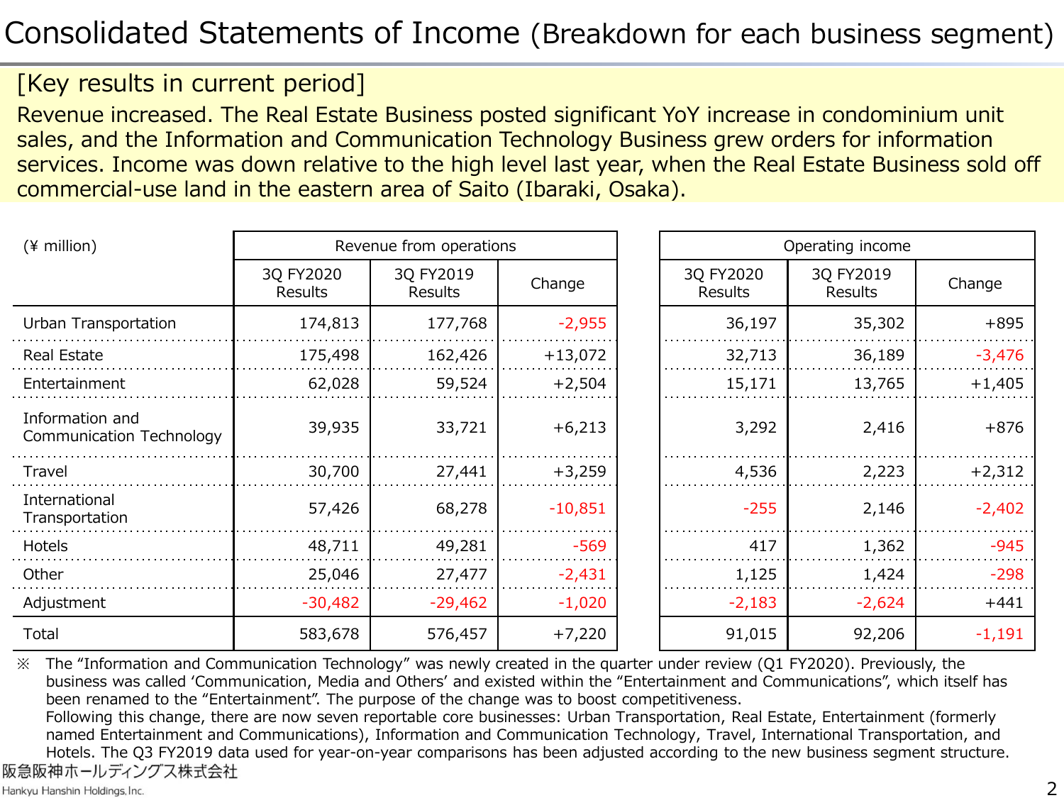# Consolidated Statements of Income (Breakdown for each business segment)

## [Key results in current period]

Revenue increased. The Real Estate Business posted significant YoY increase in condominium unit sales, and the Information and Communication Technology Business grew orders for information services. Income was down relative to the high level last year, when the Real Estate Business sold off commercial-use land in the eastern area of Saito (Ibaraki, Osaka).

| (¥ million) | Revenue from operations | | | Operating income | | |
|---|---|---|---|---|---|---|
| | 3Q FY2020 Results | 3Q FY2019 Results | Change | 3Q FY2020 Results | 3Q FY2019 Results | Change |
| Urban Transportation | 174,813 | 177,768 | -2,955 | 36,197 | 35,302 | +895 |
| Real Estate | 175,498 | 162,426 | +13,072 | 32,713 | 36,189 | -3,476 |
| Entertainment | 62,028 | 59,524 | +2,504 | 15,171 | 13,765 | +1,405 |
| Information and Communication Technology | 39,935 | 33,721 | +6,213 | 3,292 | 2,416 | +876 |
| Travel | 30,700 | 27,441 | +3,259 | 4,536 | 2,223 | +2,312 |
| International Transportation | 57,426 | 68,278 | -10,851 | -255 | 2,146 | -2,402 |
| Hotels | 48,711 | 49,281 | -569 | 417 | 1,362 | -945 |
| Other | 25,046 | 27,477 | -2,431 | 1,125 | 1,424 | -298 |
| Adjustment | -30,482 | -29,462 | -1,020 | -2,183 | -2,624 | +441 |
| Total | 583,678 | 576,457 | +7,220 | 91,015 | 92,206 | -1,191 |

※ The “Information and Communication Technology” was newly created in the quarter under review (Q1 FY2020). Previously, the business was called ‘Communication, Media and Others’ and existed within the “Entertainment and Communications”, which itself has been renamed to the “Entertainment”. The purpose of the change was to boost competitiveness.
Following this change, there are now seven reportable core businesses: Urban Transportation, Real Estate, Entertainment (formerly named Entertainment and Communications), Information and Communication Technology, Travel, International Transportation, and Hotels. The Q3 FY2019 data used for year-on-year comparisons has been adjusted according to the new business segment structure.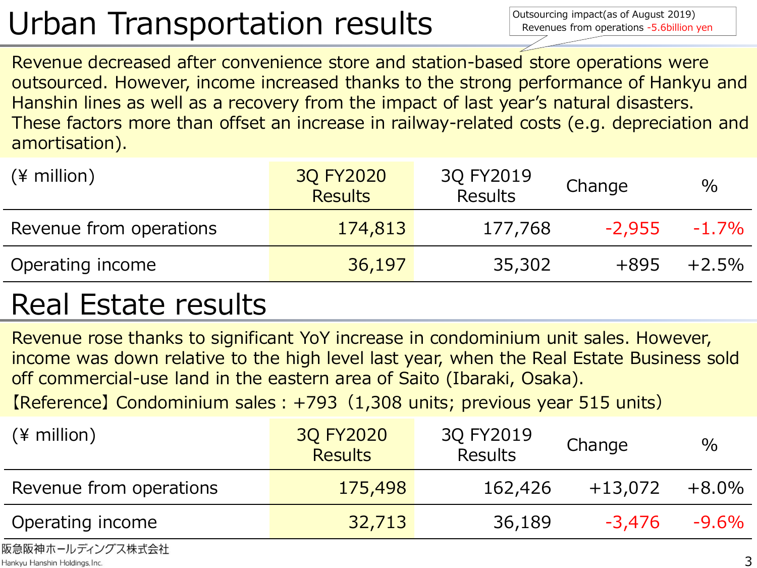# Urban Transportation results

Outsourcing impact(as of August 2019)
Revenues from operations -5.6billion yen

Revenue decreased after convenience store and station-based store operations were outsourced. However, income increased thanks to the strong performance of Hankyu and Hanshin lines as well as a recovery from the impact of last year's natural disasters. These factors more than offset an increase in railway-related costs (e.g. depreciation and amortisation).

| (¥ million) | 3Q FY2020 Results | 3Q FY2019 Results | Change | % |
|---|---|---|---|---|
| Revenue from operations | 174,813 | 177,768 | -2,955 | -1.7% |
| Operating income | 36,197 | 35,302 | +895 | +2.5% |

# Real Estate results

Revenue rose thanks to significant YoY increase in condominium unit sales. However, income was down relative to the high level last year, when the Real Estate Business sold off commercial-use land in the eastern area of Saito (Ibaraki, Osaka).

【Reference】Condominium sales : +793（1,308 units; previous year 515 units）

| (¥ million) | 3Q FY2020 Results | 3Q FY2019 Results | Change | % |
|---|---|---|---|---|
| Revenue from operations | 175,498 | 162,426 | +13,072 | +8.0% |
| Operating income | 32,713 | 36,189 | -3,476 | -9.6% |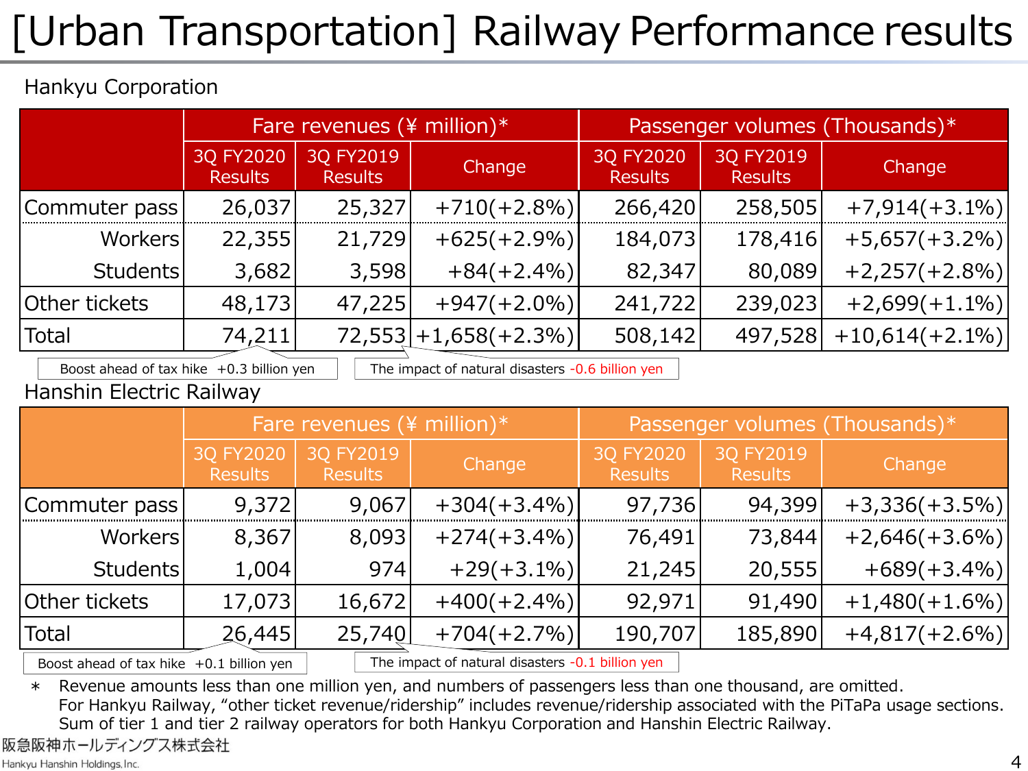# [Urban Transportation] Railway Performance results

## Hankyu Corporation

| | Fare revenues (¥ million)* | | | Passenger volumes (Thousands)* | | |
|---|---|---|---|---|---|---|
| | 3Q FY2020 Results | 3Q FY2019 Results | Change | 3Q FY2020 Results | 3Q FY2019 Results | Change |
| Commuter pass | 26,037 | 25,327 | +710(+2.8%) | 266,420 | 258,505 | +7,914(+3.1%) |
| Workers | 22,355 | 21,729 | +625(+2.9%) | 184,073 | 178,416 | +5,657(+3.2%) |
| Students | 3,682 | 3,598 | +84(+2.4%) | 82,347 | 80,089 | +2,257(+2.8%) |
| Other tickets | 48,173 | 47,225 | +947(+2.0%) | 241,722 | 239,023 | +2,699(+1.1%) |
| Total | 74,211 | 72,553 | +1,658(+2.3%) | 508,142 | 497,528 | +10,614(+2.1%) |

Boost ahead of tax hike +0.3 billion yen

The impact of natural disasters -0.6 billion yen

## Hanshin Electric Railway

| | Fare revenues (¥ million)* | | | Passenger volumes (Thousands)* | | |
|---|---|---|---|---|---|---|
| | 3Q FY2020 Results | 3Q FY2019 Results | Change | 3Q FY2020 Results | 3Q FY2019 Results | Change |
| Commuter pass | 9,372 | 9,067 | +304(+3.4%) | 97,736 | 94,399 | +3,336(+3.5%) |
| Workers | 8,367 | 8,093 | +274(+3.4%) | 76,491 | 73,844 | +2,646(+3.6%) |
| Students | 1,004 | 974 | +29(+3.1%) | 21,245 | 20,555 | +689(+3.4%) |
| Other tickets | 17,073 | 16,672 | +400(+2.4%) | 92,971 | 91,490 | +1,480(+1.6%) |
| Total | 26,445 | 25,740 | +704(+2.7%) | 190,707 | 185,890 | +4,817(+2.6%) |

Boost ahead of tax hike +0.1 billion yen

The impact of natural disasters -0.1 billion yen

* Revenue amounts less than one million yen, and numbers of passengers less than one thousand, are omitted.
  For Hankyu Railway, "other ticket revenue/ridership" includes revenue/ridership associated with the PiTaPa usage sections.
  Sum of tier 1 and tier 2 railway operators for both Hankyu Corporation and Hanshin Electric Railway.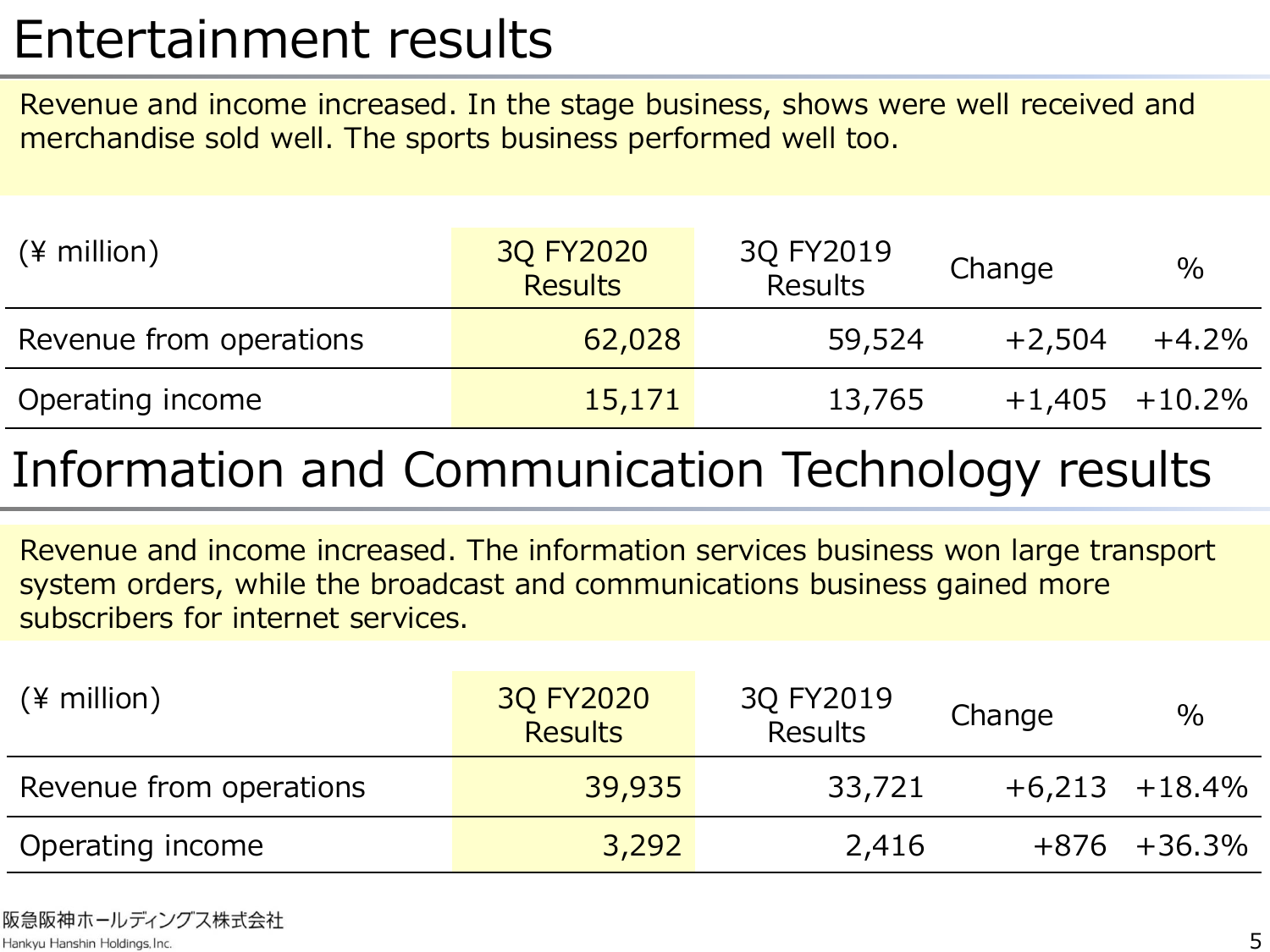# Entertainment results

Revenue and income increased. In the stage business, shows were well received and merchandise sold well. The sports business performed well too.

| (¥ million) | 3Q FY2020 Results | 3Q FY2019 Results | Change | % |
|---|---|---|---|---|
| Revenue from operations | 62,028 | 59,524 | +2,504 | +4.2% |
| Operating income | 15,171 | 13,765 | +1,405 | +10.2% |

# Information and Communication Technology results

Revenue and income increased. The information services business won large transport system orders, while the broadcast and communications business gained more subscribers for internet services.

| (¥ million) | 3Q FY2020 Results | 3Q FY2019 Results | Change | % |
|---|---|---|---|---|
| Revenue from operations | 39,935 | 33,721 | +6,213 | +18.4% |
| Operating income | 3,292 | 2,416 | +876 | +36.3% |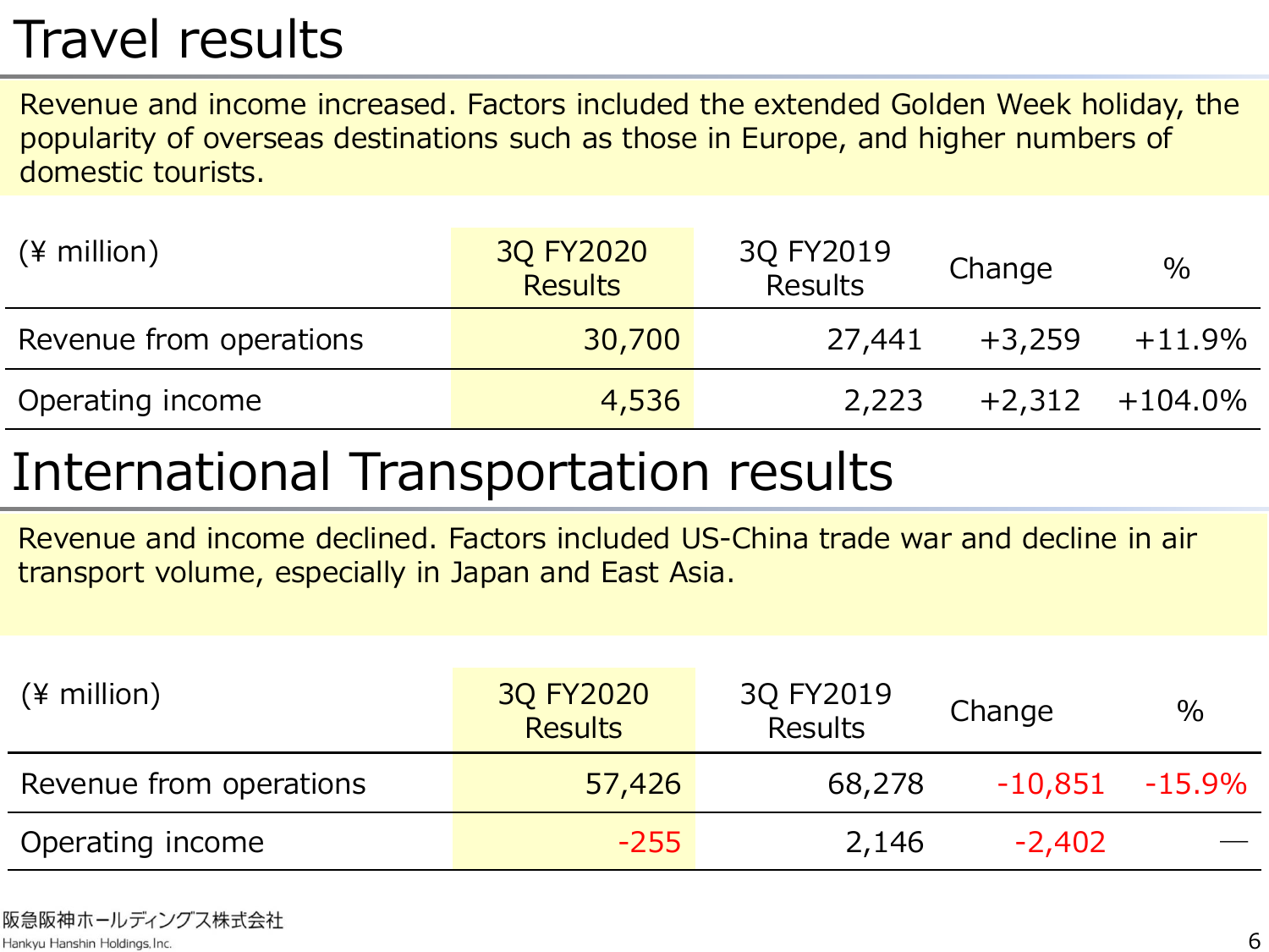# Travel results

Revenue and income increased. Factors included the extended Golden Week holiday, the popularity of overseas destinations such as those in Europe, and higher numbers of domestic tourists.

| (¥ million) | 3Q FY2020 Results | 3Q FY2019 Results | Change | % |
|---|---|---|---|---|
| Revenue from operations | 30,700 | 27,441 | +3,259 | +11.9% |
| Operating income | 4,536 | 2,223 | +2,312 | +104.0% |

# International Transportation results

Revenue and income declined. Factors included US-China trade war and decline in air transport volume, especially in Japan and East Asia.

| (¥ million) | 3Q FY2020 Results | 3Q FY2019 Results | Change | % |
|---|---|---|---|---|
| Revenue from operations | 57,426 | 68,278 | -10,851 | -15.9% |
| Operating income | -255 | 2,146 | -2,402 | — |

阪急阪神ホールディングス株式会社
Hankyu Hanshin Holdings, Inc.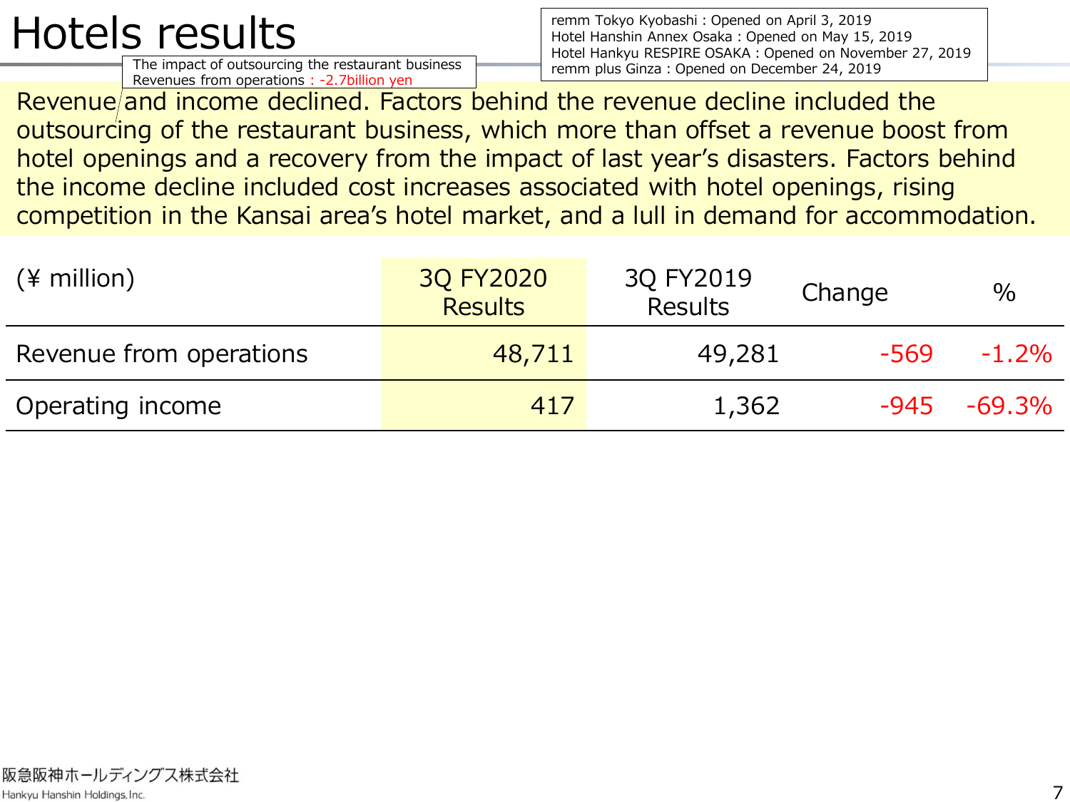# Hotels results

The impact of outsourcing the restaurant business
Revenues from operations : -2.7billion yen

remm Tokyo Kyobashi : Opened on April 3, 2019
Hotel Hanshin Annex Osaka : Opened on May 15, 2019
Hotel Hankyu RESPIRE OSAKA : Opened on November 27, 2019
remm plus Ginza : Opened on December 24, 2019

Revenue and income declined. Factors behind the revenue decline included the outsourcing of the restaurant business, which more than offset a revenue boost from hotel openings and a recovery from the impact of last year's disasters. Factors behind the income decline included cost increases associated with hotel openings, rising competition in the Kansai area's hotel market, and a lull in demand for accommodation.

| (¥ million) | 3Q FY2020 Results | 3Q FY2019 Results | Change | % |
|---|---|---|---|---|
| Revenue from operations | 48,711 | 49,281 | -569 | -1.2% |
| Operating income | 417 | 1,362 | -945 | -69.3% |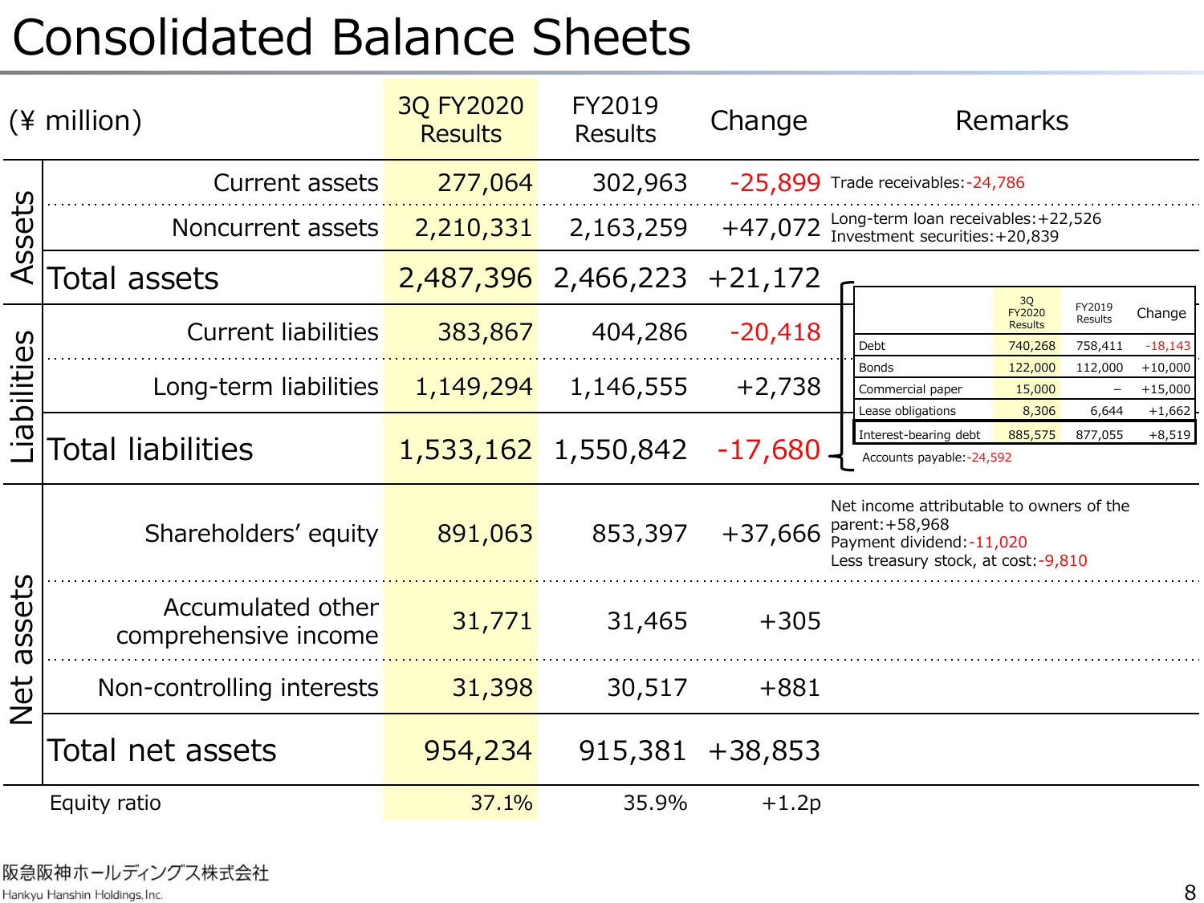# Consolidated Balance Sheets

| (¥ million) | | 3Q FY2020 Results | FY2019 Results | Change | Remarks |
|---|---|---|---|---|---|
| Assets | Current assets | 277,064 | 302,963 | -25,899 | Trade receivables:-24,786 |
| | Noncurrent assets | 2,210,331 | 2,163,259 | +47,072 | Long-term loan receivables:+22,526<br>Investment securities:+20,839 |
| | Total assets | 2,487,396 | 2,466,223 | +21,172 | |
| Liabilities | Current liabilities | 383,867 | 404,286 | -20,418 | |
| | Long-term liabilities | 1,149,294 | 1,146,555 | +2,738 | |
| | Total liabilities | 1,533,162 | 1,550,842 | -17,680 | Accounts payable:-24,592 |
| Net assets | Shareholders' equity | 891,063 | 853,397 | +37,666 | Net income attributable to owners of the parent:+58,968<br>Payment dividend:-11,020<br>Less treasury stock, at cost:-9,810 |
| | Accumulated other comprehensive income | 31,771 | 31,465 | +305 | |
| | Non-controlling interests | 31,398 | 30,517 | +881 | |
| | Total net assets | 954,234 | 915,381 | +38,853 | |
| | Equity ratio | 37.1% | 35.9% | +1.2p | |

| | 3Q FY2020 Results | FY2019 Results | Change |
|---|---|---|---|
| Debt | 740,268 | 758,411 | -18,143 |
| Bonds | 122,000 | 112,000 | +10,000 |
| Commercial paper | 15,000 | – | +15,000 |
| Lease obligations | 8,306 | 6,644 | +1,662 |
| Interest-bearing debt | 885,575 | 877,055 | +8,519 |

阪急阪神ホールディングス株式会社
Hankyu Hanshin Holdings, Inc.